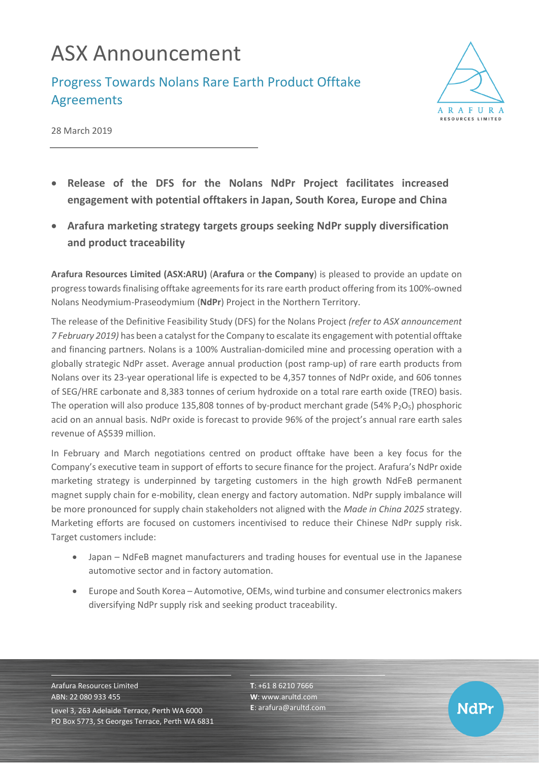# ASX Announcement

## Progress Towards Nolans Rare Earth Product Offtake Agreements

28 March 2019

- **Release of the DFS for the Nolans NdPr Project facilitates increased engagement with potential offtakers in Japan, South Korea, Europe and China**
- **Arafura marketing strategy targets groups seeking NdPr supply diversification and product traceability**

**Arafura Resources Limited (ASX:ARU)** (**Arafura** or **the Company**) is pleased to provide an update on progress towards finalising offtake agreements for its rare earth product offering from its 100%-owned Nolans Neodymium-Praseodymium (**NdPr**) Project in the Northern Territory.

The release of the Definitive Feasibility Study (DFS) for the Nolans Project *(refer to ASX announcement 7 February 2019)* has been a catalyst for the Company to escalate its engagement with potential offtake and financing partners. Nolans is a 100% Australian-domiciled mine and processing operation with a globally strategic NdPr asset. Average annual production (post ramp-up) of rare earth products from Nolans over its 23-year operational life is expected to be 4,357 tonnes of NdPr oxide, and 606 tonnes of SEG/HRE carbonate and 8,383 tonnes of cerium hydroxide on a total rare earth oxide (TREO) basis. The operation will also produce 135,808 tonnes of by-product merchant grade (54% $P_2O_5$) phosphoric acid on an annual basis. NdPr oxide is forecast to provide 96% of the project's annual rare earth sales revenue of A$539 million.

In February and March negotiations centred on product offtake have been a key focus for the Company's executive team in support of efforts to secure finance for the project. Arafura's NdPr oxide marketing strategy is underpinned by targeting customers in the high growth NdFeB permanent magnet supply chain for e-mobility, clean energy and factory automation. NdPr supply imbalance will be more pronounced for supply chain stakeholders not aligned with the *Made in China 2025* strategy. Marketing efforts are focused on customers incentivised to reduce their Chinese NdPr supply risk. Target customers include:

- Japan – NdFeB magnet manufacturers and trading houses for eventual use in the Japanese automotive sector and in factory automation.
- Europe and South Korea – Automotive, OEMs, wind turbine and consumer electronics makers diversifying NdPr supply risk and seeking product traceability.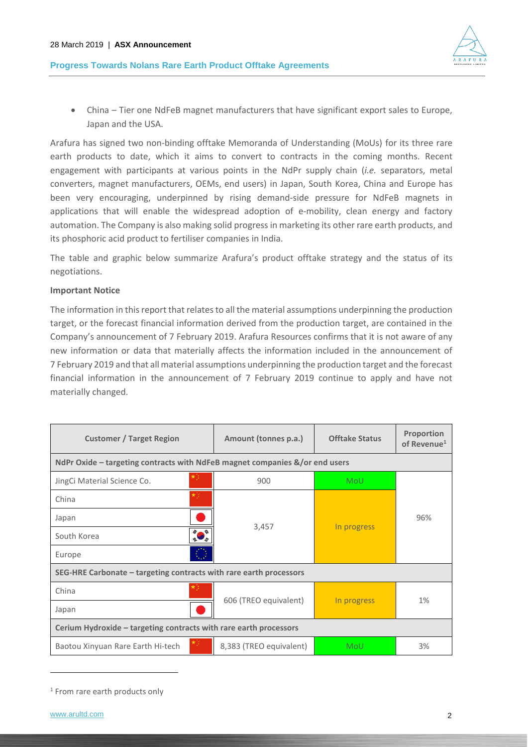- China – Tier one NdFeB magnet manufacturers that have significant export sales to Europe, Japan and the USA.

Arafura has signed two non-binding offtake Memoranda of Understanding (MoUs) for its three rare earth products to date, which it aims to convert to contracts in the coming months. Recent engagement with participants at various points in the NdPr supply chain (*i.e.* separators, metal converters, magnet manufacturers, OEMs, end users) in Japan, South Korea, China and Europe has been very encouraging, underpinned by rising demand-side pressure for NdFeB magnets in applications that will enable the widespread adoption of e-mobility, clean energy and factory automation. The Company is also making solid progress in marketing its other rare earth products, and its phosphoric acid product to fertiliser companies in India.

The table and graphic below summarize Arafura's product offtake strategy and the status of its negotiations.

**Important Notice**

The information in this report that relates to all the material assumptions underpinning the production target, or the forecast financial information derived from the production target, are contained in the Company's announcement of 7 February 2019. Arafura Resources confirms that it is not aware of any new information or data that materially affects the information included in the announcement of 7 February 2019 and that all material assumptions underpinning the production target and the forecast financial information in the announcement of 7 February 2019 continue to apply and have not materially changed.

| Customer / Target Region | Amount (tonnes p.a.) | Offtake Status | Proportion of Revenue[1] |
|---|---|---|---|
| **NdPr Oxide – targeting contracts with NdFeB magnet companies &/or end users** | | | |
| JingCi Material Science Co. | 900 | MoU | 96% |
| China | 3,457 | In progress | |
| Japan | | | |
| South Korea | | | |
| Europe | | | |
| **SEG-HRE Carbonate – targeting contracts with rare earth processors** | | | |
| China | 606 (TREO equivalent) | In progress | 1% |
| Japan | | | |
| **Cerium Hydroxide – targeting contracts with rare earth processors** | | | |
| Baotou Xinyuan Rare Earth Hi-tech | 8,383 (TREO equivalent) | MoU | 3% |

[1] From rare earth products only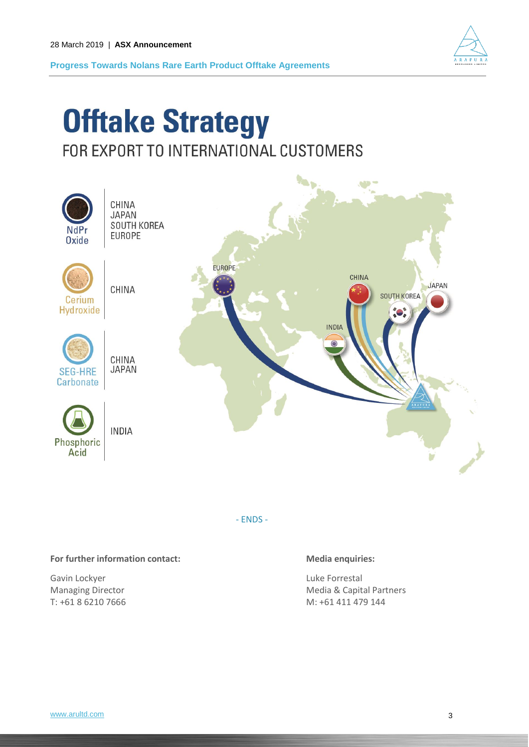# Offtake Strategy

FOR EXPORT TO INTERNATIONAL CUSTOMERS

NdPr Oxide

CHINA
JAPAN
SOUTH KOREA
EUROPE

Cerium Hydroxide

CHINA

SEG-HRE Carbonate

CHINA
JAPAN

Phosphoric Acid

INDIA

EUROPE
CHINA
JAPAN
SOUTH KOREA
INDIA

- ENDS -

**For further information contact:**

Gavin Lockyer
Managing Director
T: +61 8 6210 7666

**Media enquiries:**

Luke Forrestal
Media & Capital Partners
M: +61 411 479 144

www.arultd.com